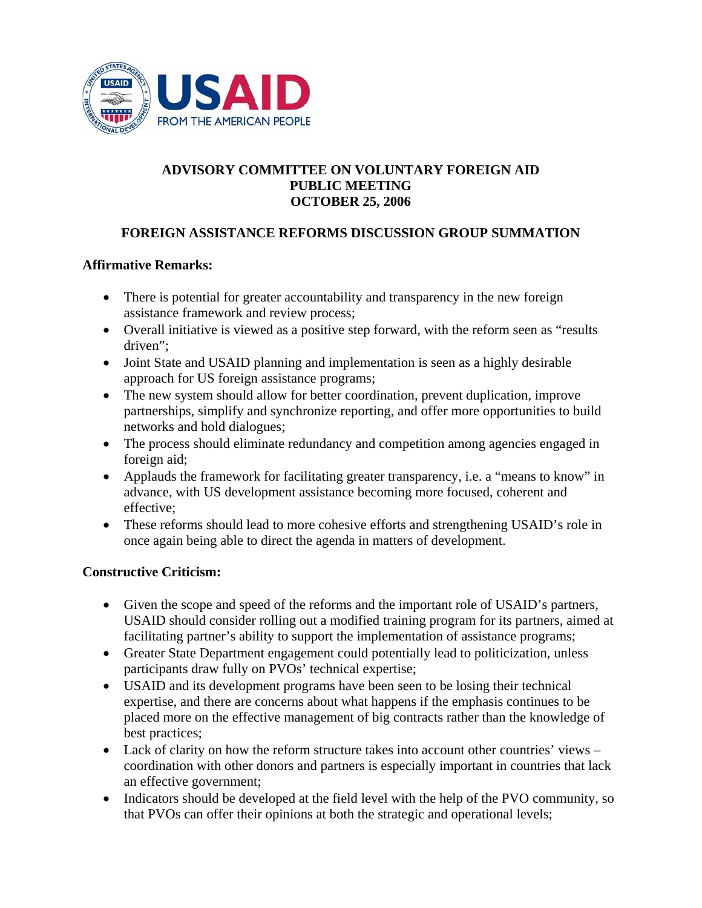# ADVISORY COMMITTEE ON VOLUNTARY FOREIGN AID
# PUBLIC MEETING
# OCTOBER 25, 2006

## FOREIGN ASSISTANCE REFORMS DISCUSSION GROUP SUMMATION

### Affirmative Remarks:

- There is potential for greater accountability and transparency in the new foreign assistance framework and review process;
- Overall initiative is viewed as a positive step forward, with the reform seen as "results driven";
- Joint State and USAID planning and implementation is seen as a highly desirable approach for US foreign assistance programs;
- The new system should allow for better coordination, prevent duplication, improve partnerships, simplify and synchronize reporting, and offer more opportunities to build networks and hold dialogues;
- The process should eliminate redundancy and competition among agencies engaged in foreign aid;
- Applauds the framework for facilitating greater transparency, i.e. a "means to know" in advance, with US development assistance becoming more focused, coherent and effective;
- These reforms should lead to more cohesive efforts and strengthening USAID's role in once again being able to direct the agenda in matters of development.

### Constructive Criticism:

- Given the scope and speed of the reforms and the important role of USAID's partners, USAID should consider rolling out a modified training program for its partners, aimed at facilitating partner's ability to support the implementation of assistance programs;
- Greater State Department engagement could potentially lead to politicization, unless participants draw fully on PVOs' technical expertise;
- USAID and its development programs have been seen to be losing their technical expertise, and there are concerns about what happens if the emphasis continues to be placed more on the effective management of big contracts rather than the knowledge of best practices;
- Lack of clarity on how the reform structure takes into account other countries' views – coordination with other donors and partners is especially important in countries that lack an effective government;
- Indicators should be developed at the field level with the help of the PVO community, so that PVOs can offer their opinions at both the strategic and operational levels;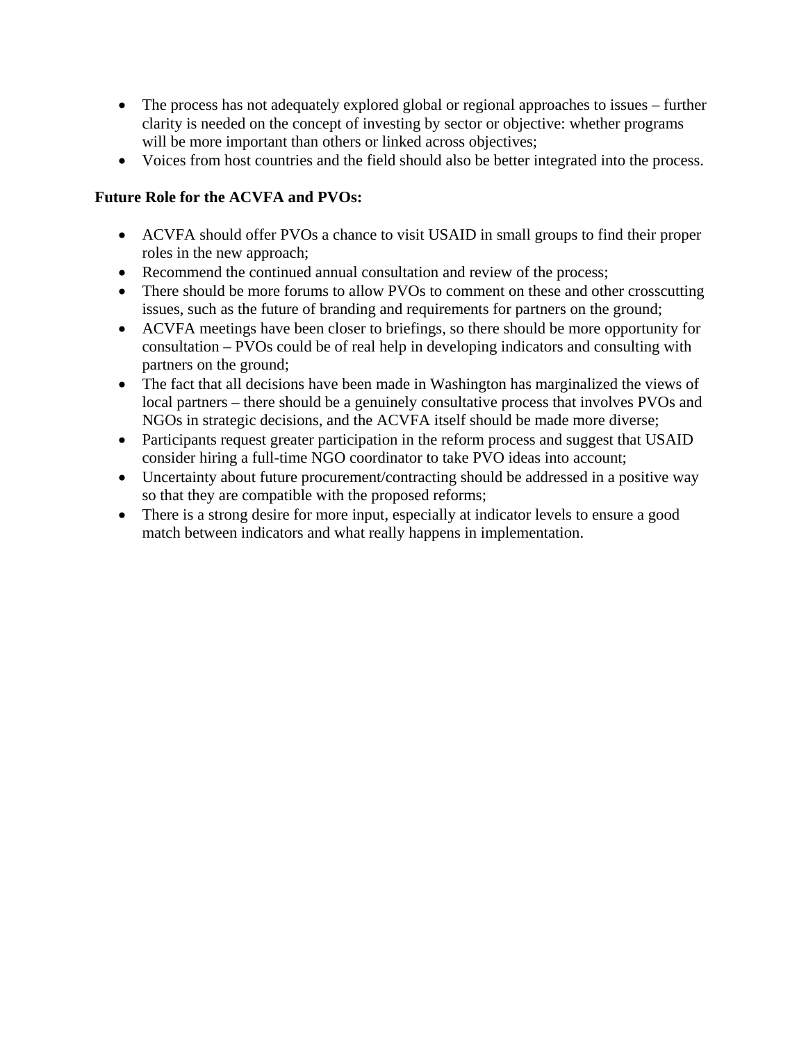- The process has not adequately explored global or regional approaches to issues – further clarity is needed on the concept of investing by sector or objective: whether programs will be more important than others or linked across objectives;
- Voices from host countries and the field should also be better integrated into the process.

**Future Role for the ACVFA and PVOs:**

- ACVFA should offer PVOs a chance to visit USAID in small groups to find their proper roles in the new approach;
- Recommend the continued annual consultation and review of the process;
- There should be more forums to allow PVOs to comment on these and other crosscutting issues, such as the future of branding and requirements for partners on the ground;
- ACVFA meetings have been closer to briefings, so there should be more opportunity for consultation – PVOs could be of real help in developing indicators and consulting with partners on the ground;
- The fact that all decisions have been made in Washington has marginalized the views of local partners – there should be a genuinely consultative process that involves PVOs and NGOs in strategic decisions, and the ACVFA itself should be made more diverse;
- Participants request greater participation in the reform process and suggest that USAID consider hiring a full-time NGO coordinator to take PVO ideas into account;
- Uncertainty about future procurement/contracting should be addressed in a positive way so that they are compatible with the proposed reforms;
- There is a strong desire for more input, especially at indicator levels to ensure a good match between indicators and what really happens in implementation.